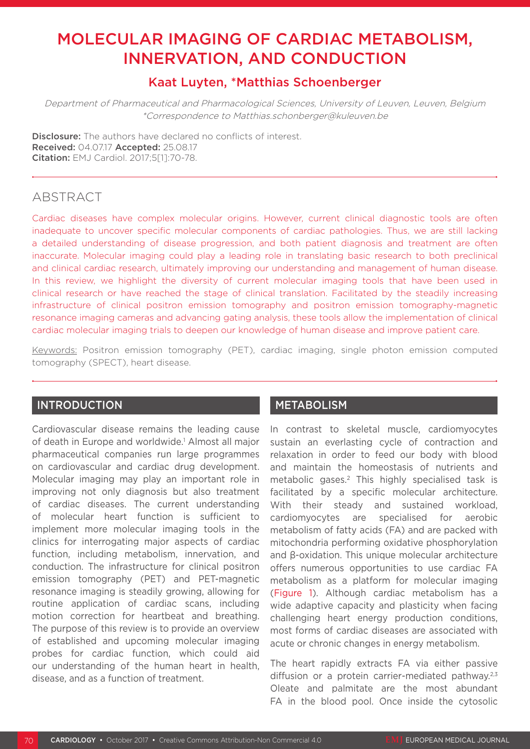# MOLECULAR IMAGING OF CARDIAC METABOLISM, INNERVATION, AND CONDUCTION

## Kaat Luyten, *Matthias Schoenberger

*Department of Pharmaceutical and Pharmacological Sciences, University of Leuven, Leuven, Belgium*
*\*Correspondence to Matthias.schonberger@kuleuven.be*

**Disclosure:** The authors have declared no conflicts of interest.
**Received:** 04.07.17 **Accepted:** 25.08.17
**Citation:** EMJ Cardiol. 2017;5[1]:70-78.

## ABSTRACT

Cardiac diseases have complex molecular origins. However, current clinical diagnostic tools are often inadequate to uncover specific molecular components of cardiac pathologies. Thus, we are still lacking a detailed understanding of disease progression, and both patient diagnosis and treatment are often inaccurate. Molecular imaging could play a leading role in translating basic research to both preclinical and clinical cardiac research, ultimately improving our understanding and management of human disease. In this review, we highlight the diversity of current molecular imaging tools that have been used in clinical research or have reached the stage of clinical translation. Facilitated by the steadily increasing infrastructure of clinical positron emission tomography and positron emission tomography-magnetic resonance imaging cameras and advancing gating analysis, these tools allow the implementation of clinical cardiac molecular imaging trials to deepen our knowledge of human disease and improve patient care.

Keywords: Positron emission tomography (PET), cardiac imaging, single photon emission computed tomography (SPECT), heart disease.

## INTRODUCTION

Cardiovascular disease remains the leading cause of death in Europe and worldwide.[1] Almost all major pharmaceutical companies run large programmes on cardiovascular and cardiac drug development. Molecular imaging may play an important role in improving not only diagnosis but also treatment of cardiac diseases. The current understanding of molecular heart function is sufficient to implement more molecular imaging tools in the clinics for interrogating major aspects of cardiac function, including metabolism, innervation, and conduction. The infrastructure for clinical positron emission tomography (PET) and PET-magnetic resonance imaging is steadily growing, allowing for routine application of cardiac scans, including motion correction for heartbeat and breathing. The purpose of this review is to provide an overview of established and upcoming molecular imaging probes for cardiac function, which could aid our understanding of the human heart in health, disease, and as a function of treatment.

## METABOLISM

In contrast to skeletal muscle, cardiomyocytes sustain an everlasting cycle of contraction and relaxation in order to feed our body with blood and maintain the homeostasis of nutrients and metabolic gases.[2] This highly specialised task is facilitated by a specific molecular architecture. With their steady and sustained workload, cardiomyocytes are specialised for aerobic metabolism of fatty acids (FA) and are packed with mitochondria performing oxidative phosphorylation and β-oxidation. This unique molecular architecture offers numerous opportunities to use cardiac FA metabolism as a platform for molecular imaging (Figure 1). Although cardiac metabolism has a wide adaptive capacity and plasticity when facing challenging heart energy production conditions, most forms of cardiac diseases are associated with acute or chronic changes in energy metabolism.

The heart rapidly extracts FA via either passive diffusion or a protein carrier-mediated pathway.[2,3] Oleate and palmitate are the most abundant FA in the blood pool. Once inside the cytosolic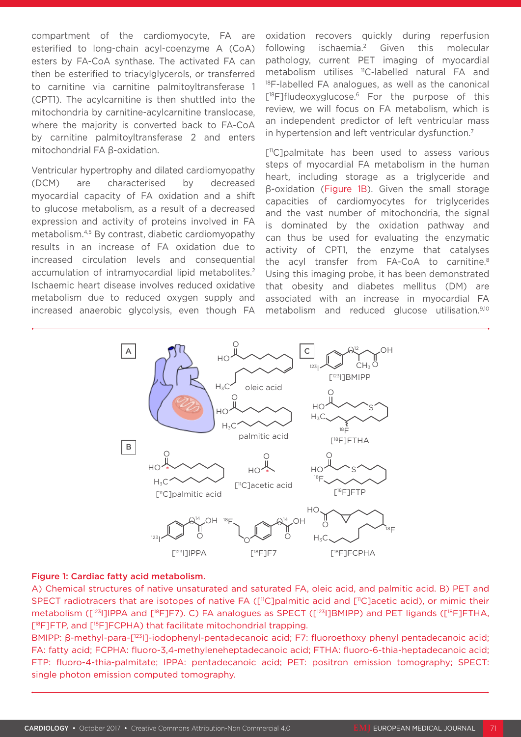compartment of the cardiomyocyte, FA are esterified to long-chain acyl-coenzyme A (CoA) esters by FA-CoA synthase. The activated FA can then be esterified to triacylglycerols, or transferred to carnitine via carnitine palmitoyltransferase 1 (CPT1). The acylcarnitine is then shuttled into the mitochondria by carnitine-acylcarnitine translocase, where the majority is converted back to FA-CoA by carnitine palmitoyltransferase 2 and enters mitochondrial FA β-oxidation.

Ventricular hypertrophy and dilated cardiomyopathy (DCM) are characterised by decreased myocardial capacity of FA oxidation and a shift to glucose metabolism, as a result of a decreased expression and activity of proteins involved in FA metabolism.[4,5] By contrast, diabetic cardiomyopathy results in an increase of FA oxidation due to increased circulation levels and consequential accumulation of intramyocardial lipid metabolites.[2] Ischaemic heart disease involves reduced oxidative metabolism due to reduced oxygen supply and increased anaerobic glycolysis, even though FA oxidation recovers quickly during reperfusion following ischaemia.[2] Given this molecular pathology, current PET imaging of myocardial metabolism utilises $^{11}$C-labelled natural FA and $^{18}$F-labelled FA analogues, as well as the canonical [$^{18}$F]fludeoxyglucose.[6] For the purpose of this review, we will focus on FA metabolism, which is an independent predictor of left ventricular mass in hypertension and left ventricular dysfunction.[7]

[$^{11}$C]palmitate has been used to assess various steps of myocardial FA metabolism in the human heart, including storage as a triglyceride and β-oxidation (Figure 1B). Given the small storage capacities of cardiomyocytes for triglycerides and the vast number of mitochondria, the signal is dominated by the oxidation pathway and can thus be used for evaluating the enzymatic activity of CPT1, the enzyme that catalyses the acyl transfer from FA-CoA to carnitine.[8] Using this imaging probe, it has been demonstrated that obesity and diabetes mellitus (DM) are associated with an increase in myocardial FA metabolism and reduced glucose utilisation.[9,10]

**Figure 1: Cardiac fatty acid metabolism.**

A) Chemical structures of native unsaturated and saturated FA, oleic acid, and palmitic acid. B) PET and SPECT radiotracers that are isotopes of native FA ([$^{11}$C]palmitic acid and [$^{11}$C]acetic acid), or mimic their metabolism ([$^{123}$I]IPPA and [$^{18}$F]F7). C) FA analogues as SPECT ([$^{123}$I]BMIPP) and PET ligands ([$^{18}$F]FTHA, [$^{18}$F]FTP, and [$^{18}$F]FCPHA) that facilitate mitochondrial trapping.

BMIPP: β-methyl-para-[$^{123}$I]-iodophenyl-pentadecanoic acid; F7: fluoroethoxy phenyl pentadecanoic acid; FA: fatty acid; FCPHA: fluoro-3,4-methyleneheptadecanoic acid; FTHA: fluoro-6-thia-heptadecanoic acid; FTP: fluoro-4-thia-palmitate; IPPA: pentadecanoic acid; PET: positron emission tomography; SPECT: single photon emission computed tomography.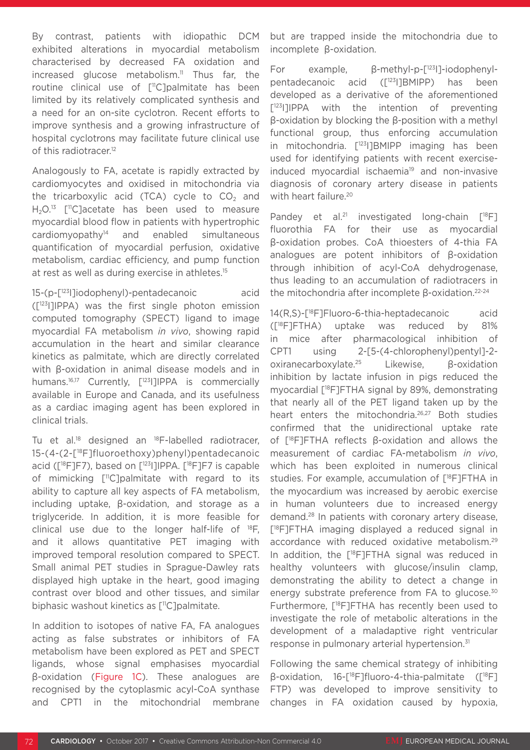By contrast, patients with idiopathic DCM exhibited alterations in myocardial metabolism characterised by decreased FA oxidation and increased glucose metabolism.[11] Thus far, the routine clinical use of [$^{11}$C]palmitate has been limited by its relatively complicated synthesis and a need for an on-site cyclotron. Recent efforts to improve synthesis and a growing infrastructure of hospital cyclotrons may facilitate future clinical use of this radiotracer.[12]

Analogously to FA, acetate is rapidly extracted by cardiomyocytes and oxidised in mitochondria via the tricarboxylic acid (TCA) cycle to $CO_2$ and $H_2O$.[13] [$^{11}$C]acetate has been used to measure myocardial blood flow in patients with hypertrophic cardiomyopathy[14] and enabled simultaneous quantification of myocardial perfusion, oxidative metabolism, cardiac efficiency, and pump function at rest as well as during exercise in athletes.[15]

15-(p-[$^{123}$I]iodophenyl)-pentadecanoic acid ([$^{123}$I]IPPA) was the first single photon emission computed tomography (SPECT) ligand to image myocardial FA metabolism *in vivo*, showing rapid accumulation in the heart and similar clearance kinetics as palmitate, which are directly correlated with β-oxidation in animal disease models and in humans.[16,17] Currently, [$^{123}$I]IPPA is commercially available in Europe and Canada, and its usefulness as a cardiac imaging agent has been explored in clinical trials.

Tu et al.[18] designed an $^{18}$F-labelled radiotracer, 15-(4-(2-[$^{18}$F]fluoroethoxy)phenyl)pentadecanoic acid ([$^{18}$F]F7), based on [$^{123}$I]IPPA. [$^{18}$F]F7 is capable of mimicking [$^{11}$C]palmitate with regard to its ability to capture all key aspects of FA metabolism, including uptake, β-oxidation, and storage as a triglyceride. In addition, it is more feasible for clinical use due to the longer half-life of $^{18}$F, and it allows quantitative PET imaging with improved temporal resolution compared to SPECT. Small animal PET studies in Sprague-Dawley rats displayed high uptake in the heart, good imaging contrast over blood and other tissues, and similar biphasic washout kinetics as [$^{11}$C]palmitate.

In addition to isotopes of native FA, FA analogues acting as false substrates or inhibitors of FA metabolism have been explored as PET and SPECT ligands, whose signal emphasises myocardial β-oxidation (Figure 1C). These analogues are recognised by the cytoplasmic acyl-CoA synthase and CPT1 in the mitochondrial membrane but are trapped inside the mitochondria due to incomplete β-oxidation.

For example, β-methyl-p-[$^{123}$I]-iodophenyl-pentadecanoic acid ([$^{123}$I]BMIPP) has been developed as a derivative of the aforementioned [$^{123}$I]IPPA with the intention of preventing β-oxidation by blocking the β-position with a methyl functional group, thus enforcing accumulation in mitochondria. [$^{123}$I]BMIPP imaging has been used for identifying patients with recent exercise-induced myocardial ischaemia[19] and non-invasive diagnosis of coronary artery disease in patients with heart failure.[20]

Pandey et al.[21] investigated long-chain [$^{18}$F] fluorothia FA for their use as myocardial β-oxidation probes. CoA thioesters of 4-thia FA analogues are potent inhibitors of β-oxidation through inhibition of acyl-CoA dehydrogenase, thus leading to an accumulation of radiotracers in the mitochondria after incomplete β-oxidation.[22-24]

14(R,S)-[$^{18}$F]Fluoro-6-thia-heptadecanoic acid ([$^{18}$F]FTHA) uptake was reduced by 81% in mice after pharmacological inhibition of CPT1 using 2-[5-(4-chlorophenyl)pentyl]-2-oxiranecarboxylate.[25] Likewise, β-oxidation inhibition by lactate infusion in pigs reduced the myocardial [$^{18}$F]FTHA signal by 89%, demonstrating that nearly all of the PET ligand taken up by the heart enters the mitochondria.[26,27] Both studies confirmed that the unidirectional uptake rate of [$^{18}$F]FTHA reflects β-oxidation and allows the measurement of cardiac FA-metabolism *in vivo*, which has been exploited in numerous clinical studies. For example, accumulation of [$^{18}$F]FTHA in the myocardium was increased by aerobic exercise in human volunteers due to increased energy demand.[28] In patients with coronary artery disease, [$^{18}$F]FTHA imaging displayed a reduced signal in accordance with reduced oxidative metabolism.[29] In addition, the [$^{18}$F]FTHA signal was reduced in healthy volunteers with glucose/insulin clamp, demonstrating the ability to detect a change in energy substrate preference from FA to glucose.[30] Furthermore, [$^{18}$F]FTHA has recently been used to investigate the role of metabolic alterations in the development of a maladaptive right ventricular response in pulmonary arterial hypertension.[31]

Following the same chemical strategy of inhibiting β-oxidation, 16-[$^{18}$F]fluoro-4-thia-palmitate ([$^{18}$F] FTP) was developed to improve sensitivity to changes in FA oxidation caused by hypoxia,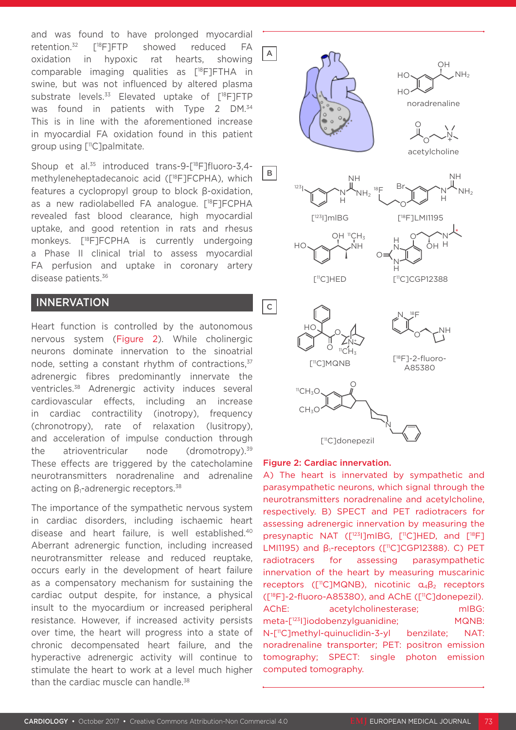and was found to have prolonged myocardial retention.[32] [$^{18}$F]FTP showed reduced FA oxidation in hypoxic rat hearts, showing comparable imaging qualities as [$^{18}$F]FTHA in swine, but was not influenced by altered plasma substrate levels.[33] Elevated uptake of [$^{18}$F]FTP was found in patients with Type 2 DM.[34] This is in line with the aforementioned increase in myocardial FA oxidation found in this patient group using [$^{11}$C]palmitate.

Shoup et al.[35] introduced trans-9-[$^{18}$F]fluoro-3,4-methyleneheptadecanoic acid ([$^{18}$F]FCPHA), which features a cyclopropyl group to block β-oxidation, as a new radiolabelled FA analogue. [$^{18}$F]FCPHA revealed fast blood clearance, high myocardial uptake, and good retention in rats and rhesus monkeys. [$^{18}$F]FCPHA is currently undergoing a Phase II clinical trial to assess myocardial FA perfusion and uptake in coronary artery disease patients.[36]

## INNERVATION

Heart function is controlled by the autonomous nervous system (Figure 2). While cholinergic neurons dominate innervation to the sinoatrial node, setting a constant rhythm of contractions,[37] adrenergic fibres predominantly innervate the ventricles.[38] Adrenergic activity induces several cardiovascular effects, including an increase in cardiac contractility (inotropy), frequency (chronotropy), rate of relaxation (lusitropy), and acceleration of impulse conduction through the atrioventricular node (dromotropy).[39] These effects are triggered by the catecholamine neurotransmitters noradrenaline and adrenaline acting on $\beta_1$-adrenergic receptors.[38]

The importance of the sympathetic nervous system in cardiac disorders, including ischaemic heart disease and heart failure, is well established.[40] Aberrant adrenergic function, including increased neurotransmitter release and reduced reuptake, occurs early in the development of heart failure as a compensatory mechanism for sustaining the cardiac output despite, for instance, a physical insult to the myocardium or increased peripheral resistance. However, if increased activity persists over time, the heart will progress into a state of chronic decompensated heart failure, and the hyperactive adrenergic activity will continue to stimulate the heart to work at a level much higher than the cardiac muscle can handle.[38]

**Figure 2: Cardiac innervation.**
A) The heart is innervated by sympathetic and parasympathetic neurons, which signal through the neurotransmitters noradrenaline and acetylcholine, respectively. B) SPECT and PET radiotracers for assessing adrenergic innervation by measuring the presynaptic NAT ([$^{123}$I]mIBG, [$^{11}$C]HED, and [$^{18}$F]LMI1195) and $\beta_1$-receptors ([$^{11}$C]CGP12388). C) PET radiotracers for assessing parasympathetic innervation of the heart by measuring muscarinic receptors ([$^{11}$C]MQNB), nicotinic $\alpha_4\beta_2$ receptors ([$^{18}$F]-2-fluoro-A85380), and AChE ([$^{11}$C]donepezil).
AChE: acetylcholinesterase; mIBG: meta-[$^{123}$I]iodobenzylguanidine; MQNB: N-[$^{11}$C]methyl-quinuclidin-3-yl benzilate; NAT: noradrenaline transporter; PET: positron emission tomography; SPECT: single photon emission computed tomography.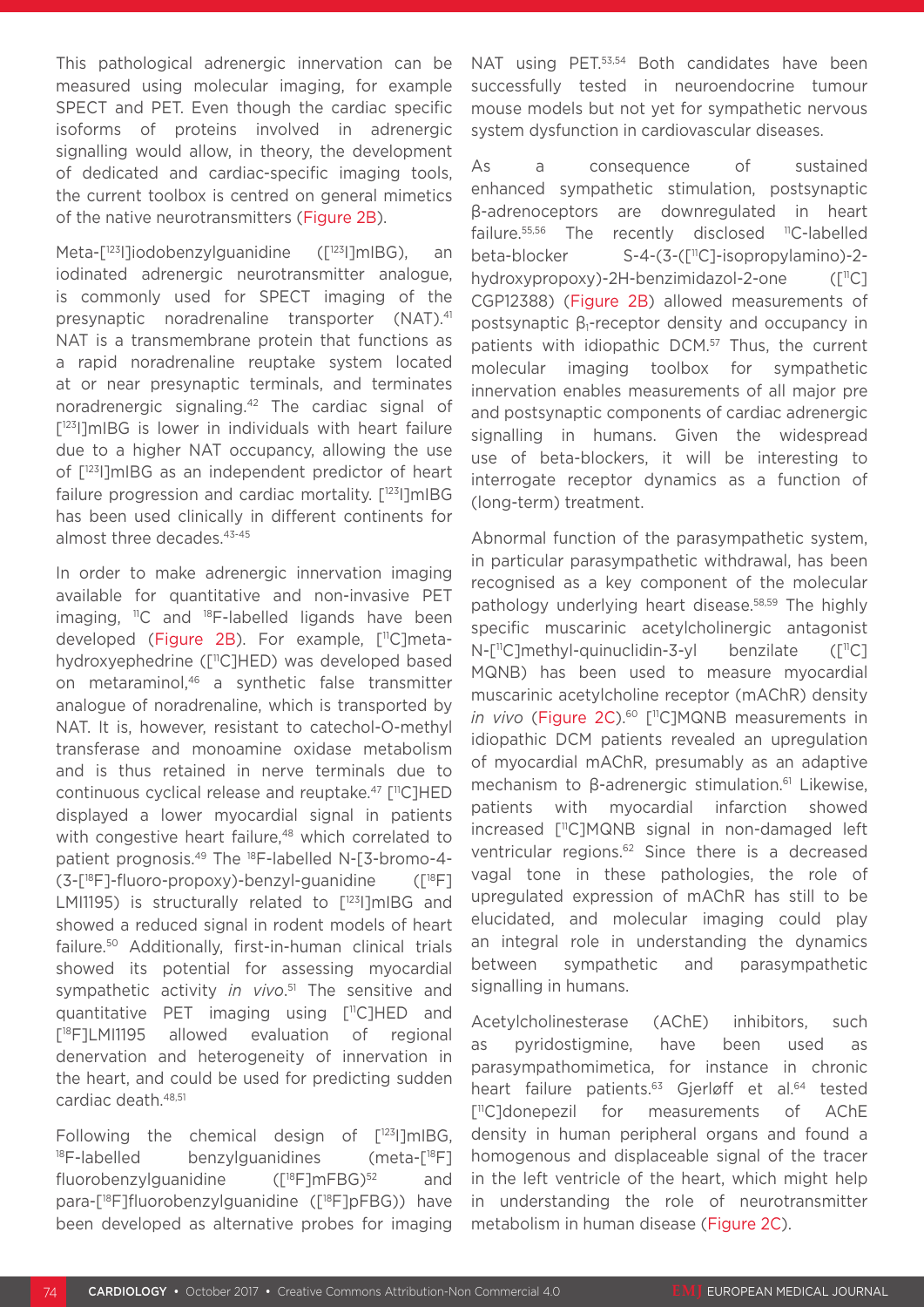This pathological adrenergic innervation can be measured using molecular imaging, for example SPECT and PET. Even though the cardiac specific isoforms of proteins involved in adrenergic signalling would allow, in theory, the development of dedicated and cardiac-specific imaging tools, the current toolbox is centred on general mimetics of the native neurotransmitters (Figure 2B).

Meta-[$^{123}$I]iodobenzylguanidine ([$^{123}$I]mIBG), an iodinated adrenergic neurotransmitter analogue, is commonly used for SPECT imaging of the presynaptic noradrenaline transporter (NAT).[41] NAT is a transmembrane protein that functions as a rapid noradrenaline reuptake system located at or near presynaptic terminals, and terminates noradrenergic signaling.[42] The cardiac signal of [$^{123}$I]mIBG is lower in individuals with heart failure due to a higher NAT occupancy, allowing the use of [$^{123}$I]mIBG as an independent predictor of heart failure progression and cardiac mortality. [$^{123}$I]mIBG has been used clinically in different continents for almost three decades.[43-45]

In order to make adrenergic innervation imaging available for quantitative and non-invasive PET imaging, $^{11}$C and $^{18}$F-labelled ligands have been developed (Figure 2B). For example, [$^{11}$C]meta-hydroxyephedrine ([$^{11}$C]HED) was developed based on metaraminol,[46] a synthetic false transmitter analogue of noradrenaline, which is transported by NAT. It is, however, resistant to catechol-O-methyl transferase and monoamine oxidase metabolism and is thus retained in nerve terminals due to continuous cyclical release and reuptake.[47] [$^{11}$C]HED displayed a lower myocardial signal in patients with congestive heart failure,[48] which correlated to patient prognosis.[49] The $^{18}$F-labelled N-[3-bromo-4-(3-[$^{18}$F]-fluoro-propoxy)-benzyl-guanidine ([$^{18}$F]LMI1195) is structurally related to [$^{123}$I]mIBG and showed a reduced signal in rodent models of heart failure.[50] Additionally, first-in-human clinical trials showed its potential for assessing myocardial sympathetic activity *in vivo*.[51] The sensitive and quantitative PET imaging using [$^{11}$C]HED and [$^{18}$F]LMI1195 allowed evaluation of regional denervation and heterogeneity of innervation in the heart, and could be used for predicting sudden cardiac death.[48,51]

Following the chemical design of [$^{123}$I]mIBG, $^{18}$F-labelled benzylguanidines (meta-[$^{18}$F]fluorobenzylguanidine ([$^{18}$F]mFBG)[52] and para-[$^{18}$F]fluorobenzylguanidine ([$^{18}$F]pFBG)) have been developed as alternative probes for imaging NAT using PET.[53,54] Both candidates have been successfully tested in neuroendocrine tumour mouse models but not yet for sympathetic nervous system dysfunction in cardiovascular diseases.

As a consequence of sustained enhanced sympathetic stimulation, postsynaptic β-adrenoceptors are downregulated in heart failure.[55,56] The recently disclosed $^{11}$C-labelled beta-blocker S-4-(3-([$^{11}$C]-isopropylamino)-2-hydroxypropoxy)-2H-benzimidazol-2-one ([$^{11}$C]CGP12388) (Figure 2B) allowed measurements of postsynaptic $\beta_1$-receptor density and occupancy in patients with idiopathic DCM.[57] Thus, the current molecular imaging toolbox for sympathetic innervation enables measurements of all major pre and postsynaptic components of cardiac adrenergic signalling in humans. Given the widespread use of beta-blockers, it will be interesting to interrogate receptor dynamics as a function of (long-term) treatment.

Abnormal function of the parasympathetic system, in particular parasympathetic withdrawal, has been recognised as a key component of the molecular pathology underlying heart disease.[58,59] The highly specific muscarinic acetylcholinergic antagonist N-[$^{11}$C]methyl-quinuclidin-3-yl benzilate ([$^{11}$C]MQNB) has been used to measure myocardial muscarinic acetylcholine receptor (mAChR) density *in vivo* (Figure 2C).[60] [$^{11}$C]MQNB measurements in idiopathic DCM patients revealed an upregulation of myocardial mAChR, presumably as an adaptive mechanism to β-adrenergic stimulation.[61] Likewise, patients with myocardial infarction showed increased [$^{11}$C]MQNB signal in non-damaged left ventricular regions.[62] Since there is a decreased vagal tone in these pathologies, the role of upregulated expression of mAChR has still to be elucidated, and molecular imaging could play an integral role in understanding the dynamics between sympathetic and parasympathetic signalling in humans.

Acetylcholinesterase (AChE) inhibitors, such as pyridostigmine, have been used as parasympathomimetica, for instance in chronic heart failure patients.[63] Gjerløff et al.[64] tested [$^{11}$C]donepezil for measurements of AChE density in human peripheral organs and found a homogenous and displaceable signal of the tracer in the left ventricle of the heart, which might help in understanding the role of neurotransmitter metabolism in human disease (Figure 2C).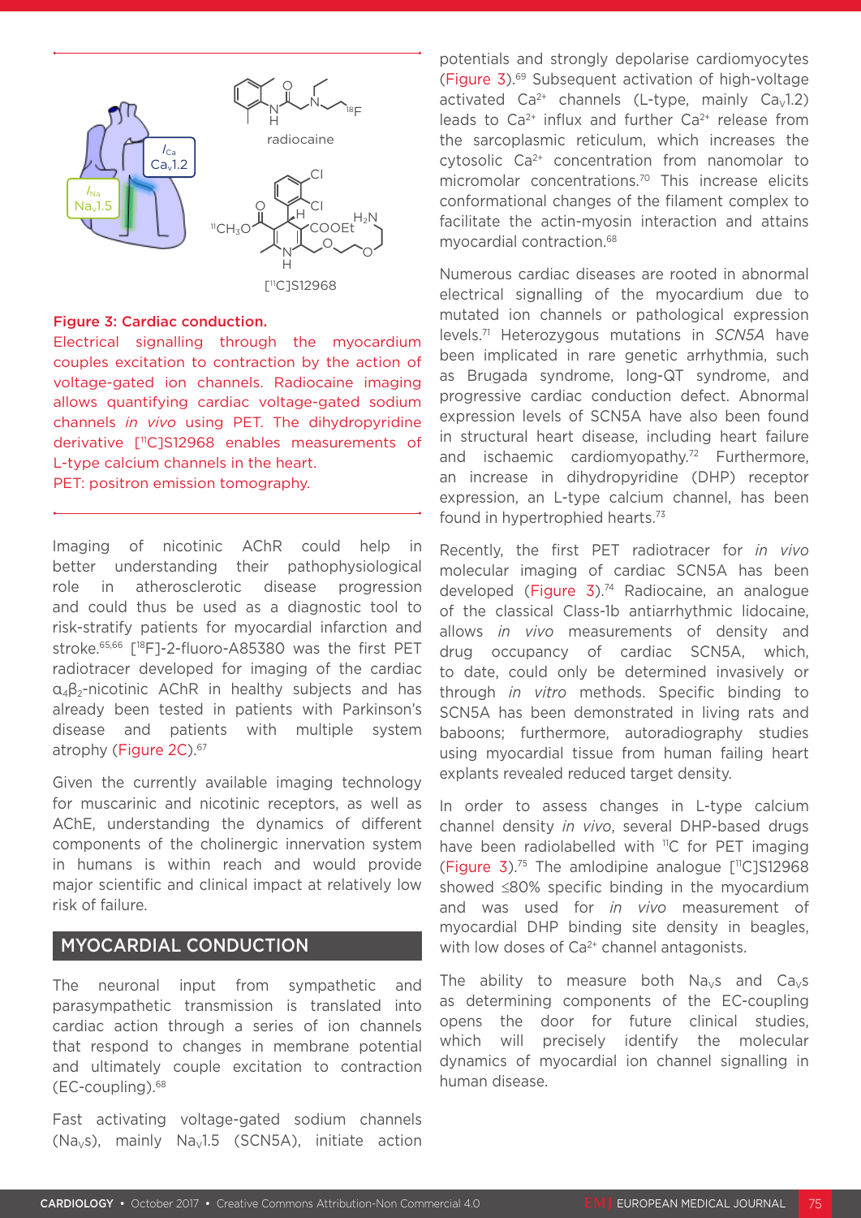**Figure 3: Cardiac conduction.**

Electrical signalling through the myocardium couples excitation to contraction by the action of voltage-gated ion channels. Radiocaine imaging allows quantifying cardiac voltage-gated sodium channels *in vivo* using PET. The dihydropyridine derivative [$^{11}$C]S12968 enables measurements of L-type calcium channels in the heart.
PET: positron emission tomography.

Imaging of nicotinic AChR could help in better understanding their pathophysiological role in atherosclerotic disease progression and could thus be used as a diagnostic tool to risk-stratify patients for myocardial infarction and stroke.[65,66] [$^{18}$F]-2-fluoro-A85380 was the first PET radiotracer developed for imaging of the cardiac $\alpha_4\beta_2$-nicotinic AChR in healthy subjects and has already been tested in patients with Parkinson's disease and patients with multiple system atrophy (Figure 2C).[67]

Given the currently available imaging technology for muscarinic and nicotinic receptors, as well as AChE, understanding the dynamics of different components of the cholinergic innervation system in humans is within reach and would provide major scientific and clinical impact at relatively low risk of failure.

## MYOCARDIAL CONDUCTION

The neuronal input from sympathetic and parasympathetic transmission is translated into cardiac action through a series of ion channels that respond to changes in membrane potential and ultimately couple excitation to contraction (EC-coupling).[68]

Fast activating voltage-gated sodium channels ($Na_V$s), mainly $Na_V1.5$ (SCN5A), initiate action potentials and strongly depolarise cardiomyocytes (Figure 3).[69] Subsequent activation of high-voltage activated $Ca^{2+}$ channels (L-type, mainly $Ca_V1.2$) leads to $Ca^{2+}$ influx and further $Ca^{2+}$ release from the sarcoplasmic reticulum, which increases the cytosolic $Ca^{2+}$ concentration from nanomolar to micromolar concentrations.[70] This increase elicits conformational changes of the filament complex to facilitate the actin-myosin interaction and attains myocardial contraction.[68]

Numerous cardiac diseases are rooted in abnormal electrical signalling of the myocardium due to mutated ion channels or pathological expression levels.[71] Heterozygous mutations in *SCN5A* have been implicated in rare genetic arrhythmia, such as Brugada syndrome, long-QT syndrome, and progressive cardiac conduction defect. Abnormal expression levels of SCN5A have also been found in structural heart disease, including heart failure and ischaemic cardiomyopathy.[72] Furthermore, an increase in dihydropyridine (DHP) receptor expression, an L-type calcium channel, has been found in hypertrophied hearts.[73]

Recently, the first PET radiotracer for *in vivo* molecular imaging of cardiac SCN5A has been developed (Figure 3).[74] Radiocaine, an analogue of the classical Class-1b antiarrhythmic lidocaine, allows *in vivo* measurements of density and drug occupancy of cardiac SCN5A, which, to date, could only be determined invasively or through *in vitro* methods. Specific binding to SCN5A has been demonstrated in living rats and baboons; furthermore, autoradiography studies using myocardial tissue from human failing heart explants revealed reduced target density.

In order to assess changes in L-type calcium channel density *in vivo*, several DHP-based drugs have been radiolabelled with $^{11}$C for PET imaging (Figure 3).[75] The amlodipine analogue [$^{11}$C]S12968 showed ≤80% specific binding in the myocardium and was used for *in vivo* measurement of myocardial DHP binding site density in beagles, with low doses of $Ca^{2+}$ channel antagonists.

The ability to measure both $Na_V$s and $Ca_V$s as determining components of the EC-coupling opens the door for future clinical studies, which will precisely identify the molecular dynamics of myocardial ion channel signalling in human disease.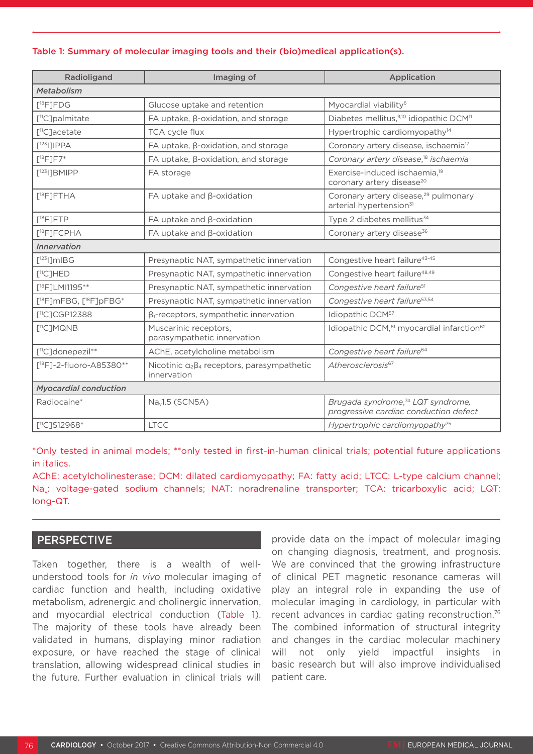**Table 1: Summary of molecular imaging tools and their (bio)medical application(s).**

| Radioligand | Imaging of | Application |
|---|---|---|
| ***Metabolism*** | | |
| [$^{18}$F]FDG | Glucose uptake and retention | Myocardial viability[6] |
| [$^{11}$C]palmitate | FA uptake, β-oxidation, and storage | Diabetes mellitus,[9,10] idiopathic DCM[11] |
| [$^{11}$C]acetate | TCA cycle flux | Hypertrophic cardiomyopathy[14] |
| [$^{123}$I]IPPA | FA uptake, β-oxidation, and storage | Coronary artery disease, ischaemia[17] |
| [$^{18}$F]F7* | FA uptake, β-oxidation, and storage | *Coronary artery disease,*[18] *ischaemia* |
| [$^{123}$I]BMIPP | FA storage | Exercise-induced ischaemia,[19] coronary artery disease[20] |
| [$^{18}$F]FTHA | FA uptake and β-oxidation | Coronary artery disease,[29] pulmonary arterial hypertension[31] |
| [$^{18}$F]FTP | FA uptake and β-oxidation | Type 2 diabetes mellitus[34] |
| [$^{18}$F]FCPHA | FA uptake and β-oxidation | Coronary artery disease[36] |
| ***Innervation*** | | |
| [$^{123}$I]mIBG | Presynaptic NAT, sympathetic innervation | Congestive heart failure[43-45] |
| [$^{11}$C]HED | Presynaptic NAT, sympathetic innervation | Congestive heart failure[48,49] |
| [$^{18}$F]LMI1195** | Presynaptic NAT, sympathetic innervation | *Congestive heart failure*[51] |
| [$^{18}$F]mFBG, [$^{18}$F]pFBG* | Presynaptic NAT, sympathetic innervation | *Congestive heart failure*[53,54] |
| [$^{11}$C]CGP12388 | $β_1$-receptors, sympathetic innervation | Idiopathic DCM[57] |
| [$^{11}$C]MQNB | Muscarinic receptors, parasympathetic innervation | Idiopathic DCM,[61] myocardial infarction[62] |
| [$^{11}$C]donepezil** | AChE, acetylcholine metabolism | *Congestive heart failure*[64] |
| [$^{18}$F]-2-fluoro-A85380** | Nicotinic $α_2β_4$ receptors, parasympathetic innervation | *Atherosclerosis*[67] |
| ***Myocardial conduction*** | | |
| Radiocaine* | $Na_v1.5$ (SCN5A) | *Brugada syndrome,*[74] *LQT syndrome, progressive cardiac conduction defect* |
| [$^{11}$C]S12968* | LTCC | *Hypertrophic cardiomyopathy*[75] |

*Only tested in animal models; **only tested in first-in-human clinical trials; potential future applications in italics.

AChE: acetylcholinesterase; DCM: dilated cardiomyopathy; FA: fatty acid; LTCC: L-type calcium channel; $Na_v$: voltage-gated sodium channels; NAT: noradrenaline transporter; TCA: tricarboxylic acid; LQT: long-QT.

## PERSPECTIVE

Taken together, there is a wealth of well-understood tools for *in vivo* molecular imaging of cardiac function and health, including oxidative metabolism, adrenergic and cholinergic innervation, and myocardial electrical conduction (Table 1). The majority of these tools have already been validated in humans, displaying minor radiation exposure, or have reached the stage of clinical translation, allowing widespread clinical studies in the future. Further evaluation in clinical trials will provide data on the impact of molecular imaging on changing diagnosis, treatment, and prognosis. We are convinced that the growing infrastructure of clinical PET magnetic resonance cameras will play an integral role in expanding the use of molecular imaging in cardiology, in particular with recent advances in cardiac gating reconstruction.[76] The combined information of structural integrity and changes in the cardiac molecular machinery will not only yield impactful insights in basic research but will also improve individualised patient care.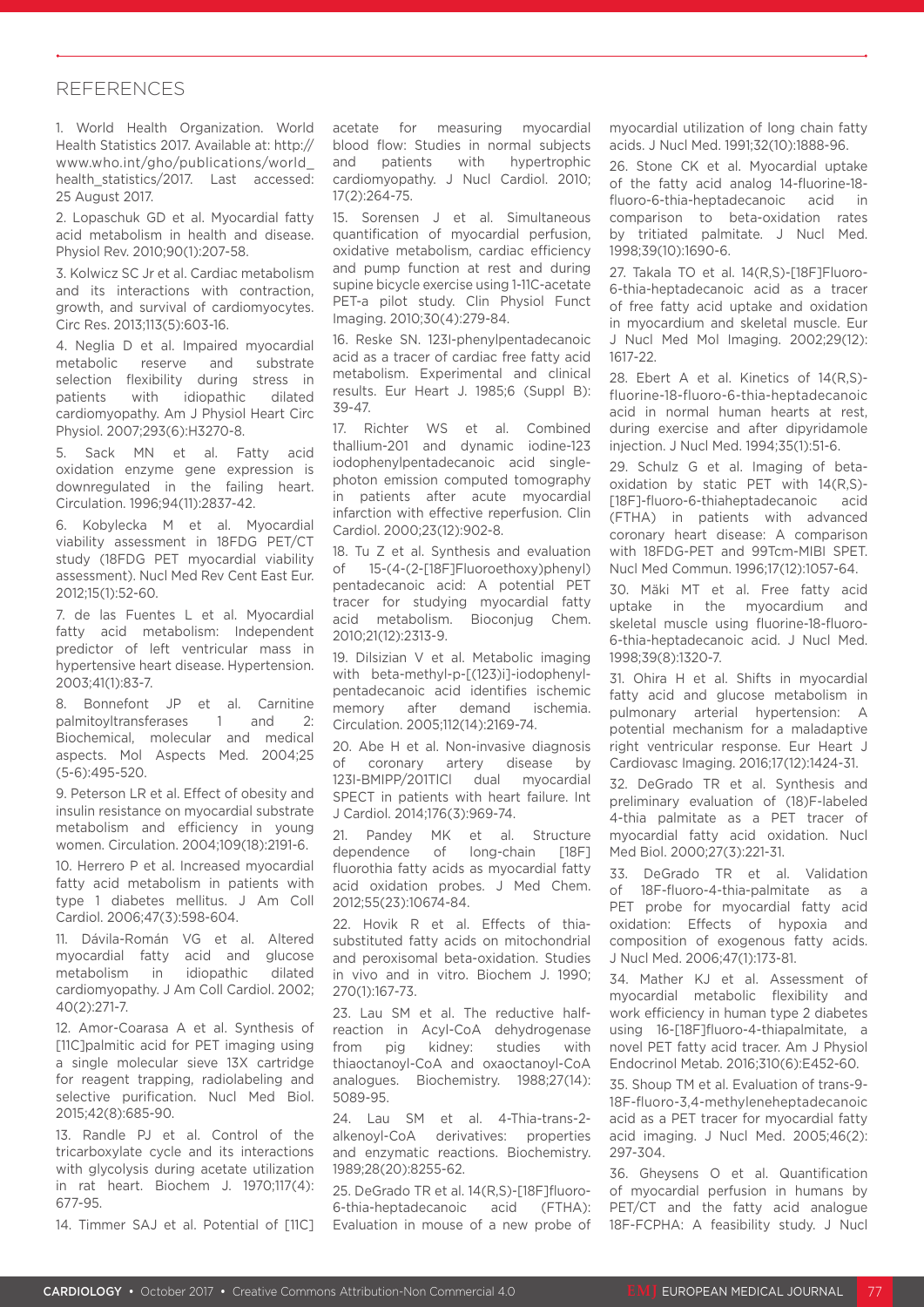## REFERENCES

1. World Health Organization. World Health Statistics 2017. Available at: http://www.who.int/gho/publications/world_health_statistics/2017. Last accessed: 25 August 2017.

2. Lopaschuk GD et al. Myocardial fatty acid metabolism in health and disease. Physiol Rev. 2010;90(1):207-58.

3. Kolwicz SC Jr et al. Cardiac metabolism and its interactions with contraction, growth, and survival of cardiomyocytes. Circ Res. 2013;113(5):603-16.

4. Neglia D et al. Impaired myocardial metabolic reserve and substrate selection flexibility during stress in patients with idiopathic dilated cardiomyopathy. Am J Physiol Heart Circ Physiol. 2007;293(6):H3270-8.

5. Sack MN et al. Fatty acid oxidation enzyme gene expression is downregulated in the failing heart. Circulation. 1996;94(11):2837-42.

6. Kobylecka M et al. Myocardial viability assessment in 18FDG PET/CT study (18FDG PET myocardial viability assessment). Nucl Med Rev Cent East Eur. 2012;15(1):52-60.

7. de las Fuentes L et al. Myocardial fatty acid metabolism: Independent predictor of left ventricular mass in hypertensive heart disease. Hypertension. 2003;41(1):83-7.

8. Bonnefont JP et al. Carnitine palmitoyltransferases 1 and 2: Biochemical, molecular and medical aspects. Mol Aspects Med. 2004;25 (5-6):495-520.

9. Peterson LR et al. Effect of obesity and insulin resistance on myocardial substrate metabolism and efficiency in young women. Circulation. 2004;109(18):2191-6.

10. Herrero P et al. Increased myocardial fatty acid metabolism in patients with type 1 diabetes mellitus. J Am Coll Cardiol. 2006;47(3):598-604.

11. Dávila-Román VG et al. Altered myocardial fatty acid and glucose metabolism in idiopathic dilated cardiomyopathy. J Am Coll Cardiol. 2002; 40(2):271-7.

12. Amor-Coarasa A et al. Synthesis of [11C]palmitic acid for PET imaging using a single molecular sieve 13X cartridge for reagent trapping, radiolabeling and selective purification. Nucl Med Biol. 2015;42(8):685-90.

13. Randle PJ et al. Control of the tricarboxylate cycle and its interactions with glycolysis during acetate utilization in rat heart. Biochem J. 1970;117(4): 677-95.

14. Timmer SAJ et al. Potential of [11C] acetate for measuring myocardial blood flow: Studies in normal subjects and patients with hypertrophic cardiomyopathy. J Nucl Cardiol. 2010; 17(2):264-75.

15. Sorensen J et al. Simultaneous quantification of myocardial perfusion, oxidative metabolism, cardiac efficiency and pump function at rest and during supine bicycle exercise using 1-11C-acetate PET-a pilot study. Clin Physiol Funct Imaging. 2010;30(4):279-84.

16. Reske SN. 123I-phenylpentadecanoic acid as a tracer of cardiac free fatty acid metabolism. Experimental and clinical results. Eur Heart J. 1985;6 (Suppl B): 39-47.

17. Richter WS et al. Combined thallium-201 and dynamic iodine-123 iodophenylpentadecanoic acid single-photon emission computed tomography in patients after acute myocardial infarction with effective reperfusion. Clin Cardiol. 2000;23(12):902-8.

18. Tu Z et al. Synthesis and evaluation of 15-(4-(2-[18F]Fluoroethoxy)phenyl) pentadecanoic acid: A potential PET tracer for studying myocardial fatty acid metabolism. Bioconjug Chem. 2010;21(12):2313-9.

19. Dilsizian V et al. Metabolic imaging with beta-methyl-p-[(123)i]-iodophenyl-pentadecanoic acid identifies ischemic memory after demand ischemia. Circulation. 2005;112(14):2169-74.

20. Abe H et al. Non-invasive diagnosis of coronary artery disease by 123I-BMIPP/201TlCl dual myocardial SPECT in patients with heart failure. Int J Cardiol. 2014;176(3):969-74.

21. Pandey MK et al. Structure dependence of long-chain [18F] fluorothia fatty acids as myocardial fatty acid oxidation probes. J Med Chem. 2012;55(23):10674-84.

22. Hovik R et al. Effects of thia-substituted fatty acids on mitochondrial and peroxisomal beta-oxidation. Studies in vivo and in vitro. Biochem J. 1990; 270(1):167-73.

23. Lau SM et al. The reductive half-reaction in Acyl-CoA dehydrogenase from pig kidney: studies with thiaoctanoyl-CoA and oxaoctanoyl-CoA analogues. Biochemistry. 1988;27(14): 5089-95.

24. Lau SM et al. 4-Thia-trans-2-alkenoyl-CoA derivatives: properties and enzymatic reactions. Biochemistry. 1989;28(20):8255-62.

25. DeGrado TR et al. 14(R,S)-[18F]fluoro-6-thia-heptadecanoic acid (FTHA): Evaluation in mouse of a new probe of myocardial utilization of long chain fatty acids. J Nucl Med. 1991;32(10):1888-96.

26. Stone CK et al. Myocardial uptake of the fatty acid analog 14-fluorine-18-fluoro-6-thia-heptadecanoic acid in comparison to beta-oxidation rates by tritiated palmitate. J Nucl Med. 1998;39(10):1690-6.

27. Takala TO et al. 14(R,S)-[18F]Fluoro-6-thia-heptadecanoic acid as a tracer of free fatty acid uptake and oxidation in myocardium and skeletal muscle. Eur J Nucl Med Mol Imaging. 2002;29(12): 1617-22.

28. Ebert A et al. Kinetics of 14(R,S)-fluorine-18-fluoro-6-thia-heptadecanoic acid in normal human hearts at rest, during exercise and after dipyridamole injection. J Nucl Med. 1994;35(1):51-6.

29. Schulz G et al. Imaging of beta-oxidation by static PET with 14(R,S)-[18F]-fluoro-6-thiaheptadecanoic acid (FTHA) in patients with advanced coronary heart disease: A comparison with 18FDG-PET and 99Tcm-MIBI SPET. Nucl Med Commun. 1996;17(12):1057-64.

30. Mäki MT et al. Free fatty acid uptake in the myocardium and skeletal muscle using fluorine-18-fluoro-6-thia-heptadecanoic acid. J Nucl Med. 1998;39(8):1320-7.

31. Ohira H et al. Shifts in myocardial fatty acid and glucose metabolism in pulmonary arterial hypertension: A potential mechanism for a maladaptive right ventricular response. Eur Heart J Cardiovasc Imaging. 2016;17(12):1424-31.

32. DeGrado TR et al. Synthesis and preliminary evaluation of (18)F-labeled 4-thia palmitate as a PET tracer of myocardial fatty acid oxidation. Nucl Med Biol. 2000;27(3):221-31.

33. DeGrado TR et al. Validation of 18F-fluoro-4-thia-palmitate as a PET probe for myocardial fatty acid oxidation: Effects of hypoxia and composition of exogenous fatty acids. J Nucl Med. 2006;47(1):173-81.

34. Mather KJ et al. Assessment of myocardial metabolic flexibility and work efficiency in human type 2 diabetes using 16-[18F]fluoro-4-thiapalmitate, a novel PET fatty acid tracer. Am J Physiol Endocrinol Metab. 2016;310(6):E452-60.

35. Shoup TM et al. Evaluation of trans-9-18F-fluoro-3,4-methyleneheptadecanoic acid as a PET tracer for myocardial fatty acid imaging. J Nucl Med. 2005;46(2): 297-304.

36. Gheysens O et al. Quantification of myocardial perfusion in humans by PET/CT and the fatty acid analogue 18F-FCPHA: A feasibility study. J Nucl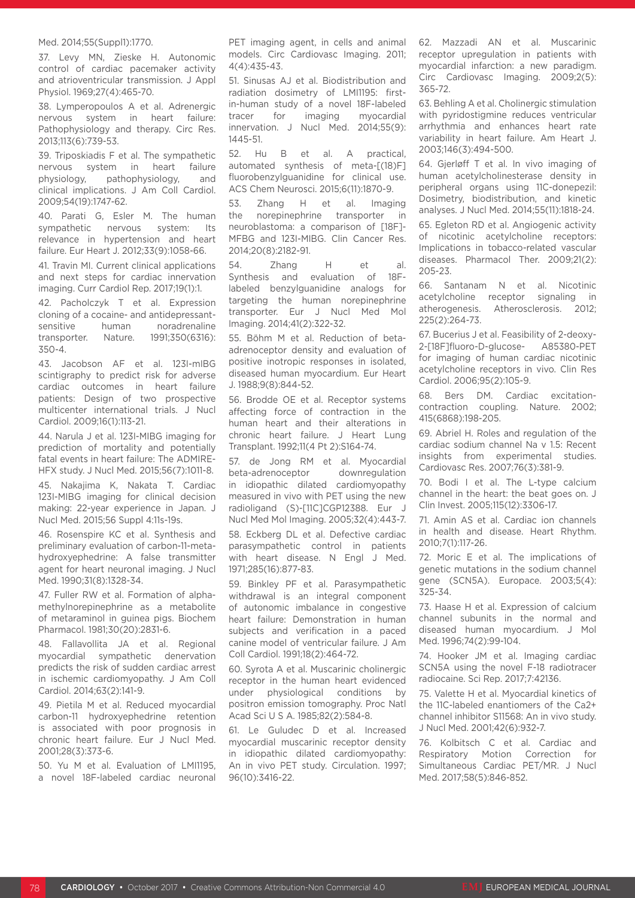Med. 2014;55(Suppl1):1770.

37. Levy MN, Zieske H. Autonomic control of cardiac pacemaker activity and atrioventricular transmission. J Appl Physiol. 1969;27(4):465-70.

38. Lymperopoulos A et al. Adrenergic nervous system in heart failure: Pathophysiology and therapy. Circ Res. 2013;113(6):739-53.

39. Triposkiadis F et al. The sympathetic nervous system in heart failure physiology, pathophysiology, and clinical implications. J Am Coll Cardiol. 2009;54(19):1747-62.

40. Parati G, Esler M. The human sympathetic nervous system: Its relevance in hypertension and heart failure. Eur Heart J. 2012;33(9):1058-66.

41. Travin MI. Current clinical applications and next steps for cardiac innervation imaging. Curr Cardiol Rep. 2017;19(1):1.

42. Pacholczyk T et al. Expression cloning of a cocaine- and antidepressant-sensitive human noradrenaline transporter. Nature. 1991;350(6316):350-4.

43. Jacobson AF et al. 123I-mIBG scintigraphy to predict risk for adverse cardiac outcomes in heart failure patients: Design of two prospective multicenter international trials. J Nucl Cardiol. 2009;16(1):113-21.

44. Narula J et al. 123I-MIBG imaging for prediction of mortality and potentially fatal events in heart failure: The ADMIRE-HFX study. J Nucl Med. 2015;56(7):1011-8.

45. Nakajima K, Nakata T. Cardiac 123I-MIBG imaging for clinical decision making: 22-year experience in Japan. J Nucl Med. 2015;56 Suppl 4:11s-19s.

46. Rosenspire KC et al. Synthesis and preliminary evaluation of carbon-11-meta-hydroxyephedrine: A false transmitter agent for heart neuronal imaging. J Nucl Med. 1990;31(8):1328-34.

47. Fuller RW et al. Formation of alpha-methylnorepinephrine as a metabolite of metaraminol in guinea pigs. Biochem Pharmacol. 1981;30(20):2831-6.

48. Fallavollita JA et al. Regional myocardial sympathetic denervation predicts the risk of sudden cardiac arrest in ischemic cardiomyopathy. J Am Coll Cardiol. 2014;63(2):141-9.

49. Pietila M et al. Reduced myocardial carbon-11 hydroxyephedrine retention is associated with poor prognosis in chronic heart failure. Eur J Nucl Med. 2001;28(3):373-6.

50. Yu M et al. Evaluation of LMI1195, a novel 18F-labeled cardiac neuronal PET imaging agent, in cells and animal models. Circ Cardiovasc Imaging. 2011;4(4):435-43.

51. Sinusas AJ et al. Biodistribution and radiation dosimetry of LMI1195: first-in-human study of a novel 18F-labeled tracer for imaging myocardial innervation. J Nucl Med. 2014;55(9):1445-51.

52. Hu B et al. A practical, automated synthesis of meta-[(18)F] fluorobenzylguanidine for clinical use. ACS Chem Neurosci. 2015;6(11):1870-9.

53. Zhang H et al. Imaging the norepinephrine transporter in neuroblastoma: a comparison of [18F]-MFBG and 123I-MIBG. Clin Cancer Res. 2014;20(8):2182-91.

54. Zhang H et al. Synthesis and evaluation of 18F-labeled benzylguanidine analogs for targeting the human norepinephrine transporter. Eur J Nucl Med Mol Imaging. 2014;41(2):322-32.

55. Böhm M et al. Reduction of beta-adrenoceptor density and evaluation of positive inotropic responses in isolated, diseased human myocardium. Eur Heart J. 1988;9(8):844-52.

56. Brodde OE et al. Receptor systems affecting force of contraction in the human heart and their alterations in chronic heart failure. J Heart Lung Transplant. 1992;11(4 Pt 2):S164-74.

57. de Jong RM et al. Myocardial beta-adrenoceptor downregulation in idiopathic dilated cardiomyopathy measured in vivo with PET using the new radioligand (S)-[11C]CGP12388. Eur J Nucl Med Mol Imaging. 2005;32(4):443-7.

58. Eckberg DL et al. Defective cardiac parasympathetic control in patients with heart disease. N Engl J Med. 1971;285(16):877-83.

59. Binkley PF et al. Parasympathetic withdrawal is an integral component of autonomic imbalance in congestive heart failure: Demonstration in human subjects and verification in a paced canine model of ventricular failure. J Am Coll Cardiol. 1991;18(2):464-72.

60. Syrota A et al. Muscarinic cholinergic receptor in the human heart evidenced under physiological conditions by positron emission tomography. Proc Natl Acad Sci U S A. 1985;82(2):584-8.

61. Le Guludec D et al. Increased myocardial muscarinic receptor density in idiopathic dilated cardiomyopathy: An in vivo PET study. Circulation. 1997;96(10):3416-22.

62. Mazzadi AN et al. Muscarinic receptor upregulation in patients with myocardial infarction: a new paradigm. Circ Cardiovasc Imaging. 2009;2(5):365-72.

63. Behling A et al. Cholinergic stimulation with pyridostigmine reduces ventricular arrhythmia and enhances heart rate variability in heart failure. Am Heart J. 2003;146(3):494-500.

64. Gjerløff T et al. In vivo imaging of human acetylcholinesterase density in peripheral organs using 11C-donepezil: Dosimetry, biodistribution, and kinetic analyses. J Nucl Med. 2014;55(11):1818-24.

65. Egleton RD et al. Angiogenic activity of nicotinic acetylcholine receptors: Implications in tobacco-related vascular diseases. Pharmacol Ther. 2009;21(2):205-23.

66. Santanam N et al. Nicotinic acetylcholine receptor signaling in atherogenesis. Atherosclerosis. 2012;225(2):264-73.

67. Bucerius J et al. Feasibility of 2-deoxy-2-[18F]fluoro-D-glucose- A85380-PET for imaging of human cardiac nicotinic acetylcholine receptors in vivo. Clin Res Cardiol. 2006;95(2):105-9.

68. Bers DM. Cardiac excitation-contraction coupling. Nature. 2002;415(6868):198-205.

69. Abriel H. Roles and regulation of the cardiac sodium channel Na v 1.5: Recent insights from experimental studies. Cardiovasc Res. 2007;76(3):381-9.

70. Bodi I et al. The L-type calcium channel in the heart: the beat goes on. J Clin Invest. 2005;115(12):3306-17.

71. Amin AS et al. Cardiac ion channels in health and disease. Heart Rhythm. 2010;7(1):117-26.

72. Moric E et al. The implications of genetic mutations in the sodium channel gene (SCN5A). Europace. 2003;5(4):325-34.

73. Haase H et al. Expression of calcium channel subunits in the normal and diseased human myocardium. J Mol Med. 1996;74(2):99-104.

74. Hooker JM et al. Imaging cardiac SCN5A using the novel F-18 radiotracer radiocaine. Sci Rep. 2017;7:42136.

75. Valette H et al. Myocardial kinetics of the 11C-labeled enantiomers of the Ca2+ channel inhibitor S11568: An in vivo study. J Nucl Med. 2001;42(6):932-7.

76. Kolbitsch C et al. Cardiac and Respiratory Motion Correction for Simultaneous Cardiac PET/MR. J Nucl Med. 2017;58(5):846-852.